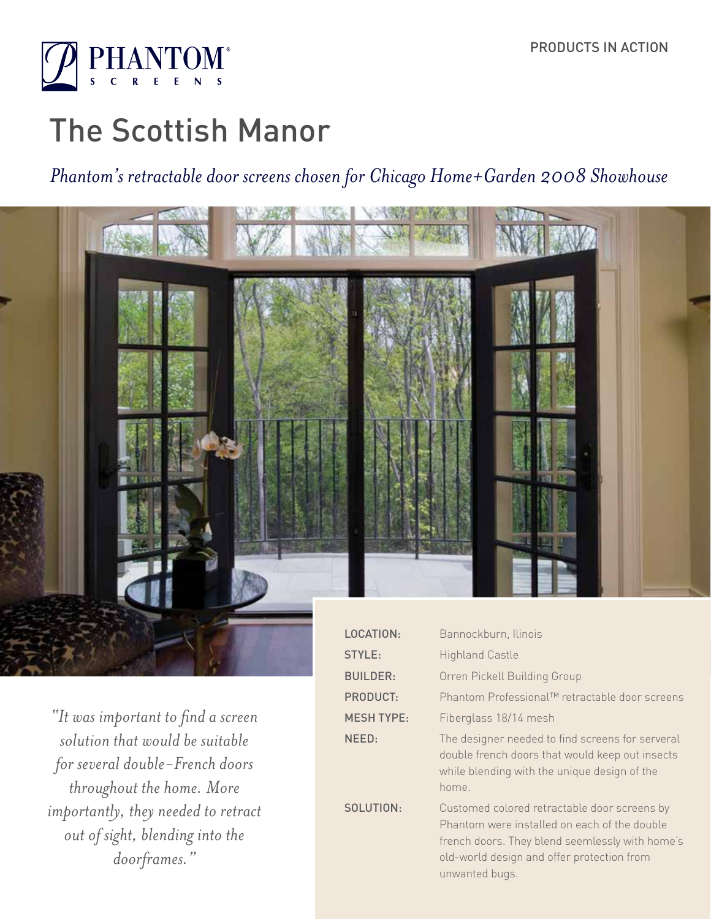PHANTOM® SCREENS

PRODUCTS IN ACTION

# The Scottish Manor

*Phantom's retractable door screens chosen for Chicago Home+Garden 2008 Showhouse*

*"It was important to find a screen solution that would be suitable for several double–French doors throughout the home. More importantly, they needed to retract out of sight, blending into the doorframes."*

| | |
|---|---|
| LOCATION: | Bannockburn, Ilinois |
| STYLE: | Highland Castle |
| BUILDER: | Orren Pickell Building Group |
| PRODUCT: | Phantom Professional™ retractable door screens |
| MESH TYPE: | Fiberglass 18/14 mesh |
| NEED: | The designer needed to find screens for serveral double french doors that would keep out insects while blending with the unique design of the home. |
| SOLUTION: | Customed colored retractable door screens by Phantom were installed on each of the double french doors. They blend seemlessly with home's old-world design and offer protection from unwanted bugs. |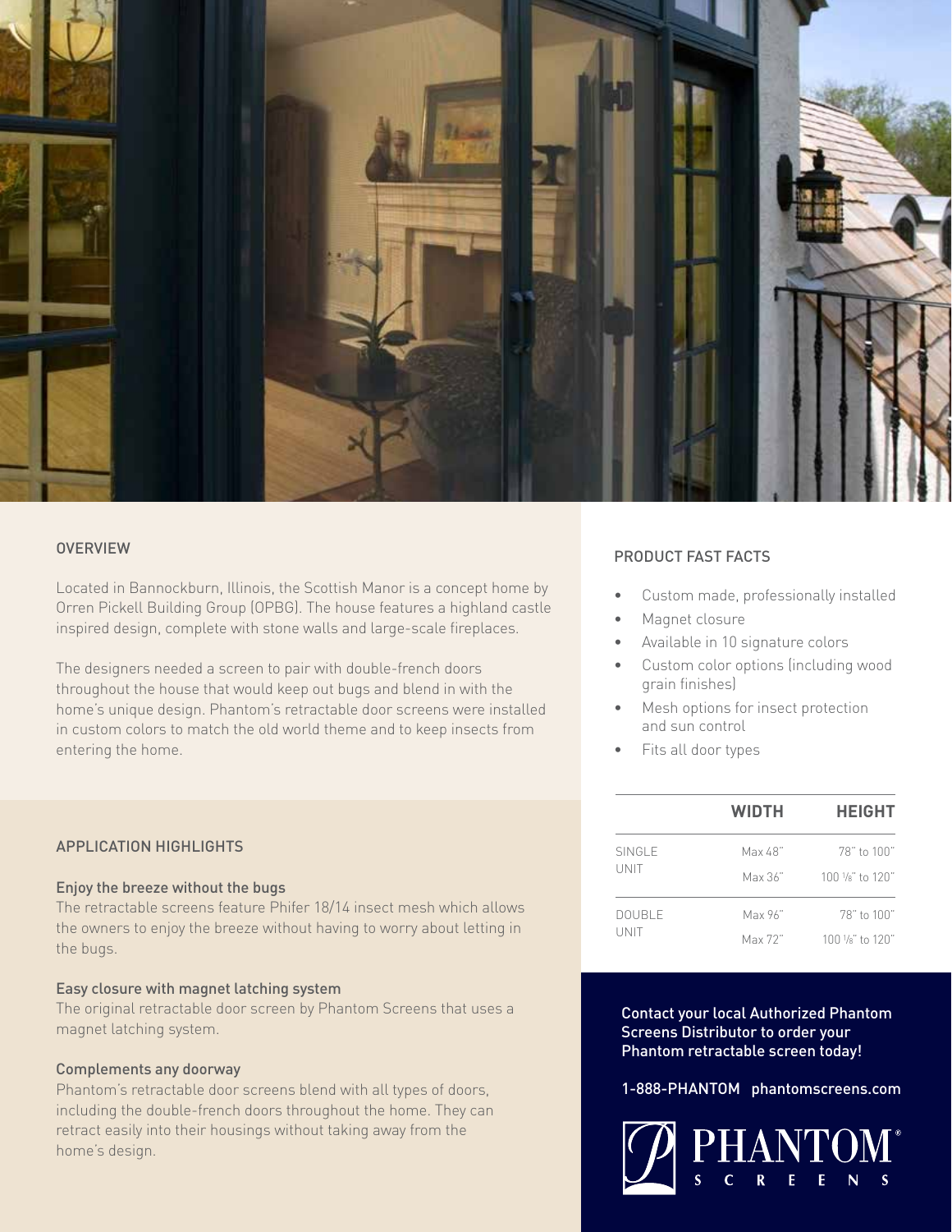## OVERVIEW

Located in Bannockburn, Illinois, the Scottish Manor is a concept home by Orren Pickell Building Group (OPBG). The house features a highland castle inspired design, complete with stone walls and large-scale fireplaces.

The designers needed a screen to pair with double-french doors throughout the house that would keep out bugs and blend in with the home's unique design. Phantom's retractable door screens were installed in custom colors to match the old world theme and to keep insects from entering the home.

## APPLICATION HIGHLIGHTS

### Enjoy the breeze without the bugs

The retractable screens feature Phifer 18/14 insect mesh which allows the owners to enjoy the breeze without having to worry about letting in the bugs.

### Easy closure with magnet latching system

The original retractable door screen by Phantom Screens that uses a magnet latching system.

### Complements any doorway

Phantom's retractable door screens blend with all types of doors, including the double-french doors throughout the home. They can retract easily into their housings without taking away from the home's design.

## PRODUCT FAST FACTS

- Custom made, professionally installed
- Magnet closure
- Available in 10 signature colors
- Custom color options (including wood grain finishes)
- Mesh options for insect protection and sun control
- Fits all door types

| | WIDTH | HEIGHT |
|---|---|---|
| SINGLE UNIT | Max 48" | 78" to 100" |
| | Max 36" | 100 1/8" to 120" |
| DOUBLE UNIT | Max 96" | 78" to 100" |
| | Max 72" | 100 1/8" to 120" |

Contact your local Authorized Phantom Screens Distributor to order your Phantom retractable screen today!

1-888-PHANTOM phantomscreens.com

PHANTOM® SCREENS